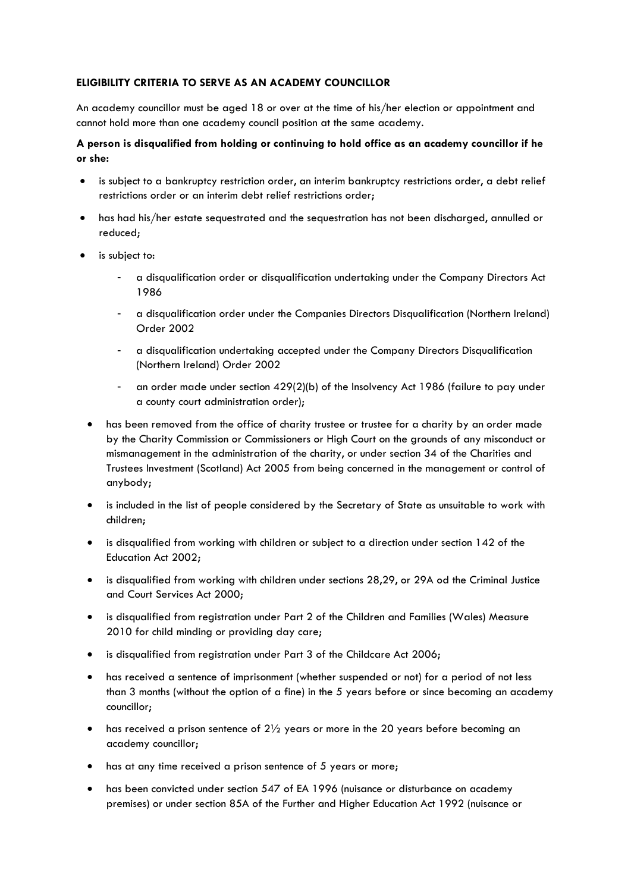**ELIGIBILITY CRITERIA TO SERVE AS AN ACADEMY COUNCILLOR**

An academy councillor must be aged 18 or over at the time of his/her election or appointment and cannot hold more than one academy council position at the same academy.

**A person is disqualified from holding or continuing to hold office as an academy councillor if he or she:**

- is subject to a bankruptcy restriction order, an interim bankruptcy restrictions order, a debt relief restrictions order or an interim debt relief restrictions order;
- has had his/her estate sequestrated and the sequestration has not been discharged, annulled or reduced;
- is subject to:
  - a disqualification order or disqualification undertaking under the Company Directors Act 1986
  - a disqualification order under the Companies Directors Disqualification (Northern Ireland) Order 2002
  - a disqualification undertaking accepted under the Company Directors Disqualification (Northern Ireland) Order 2002
  - an order made under section 429(2)(b) of the Insolvency Act 1986 (failure to pay under a county court administration order);
- has been removed from the office of charity trustee or trustee for a charity by an order made by the Charity Commission or Commissioners or High Court on the grounds of any misconduct or mismanagement in the administration of the charity, or under section 34 of the Charities and Trustees Investment (Scotland) Act 2005 from being concerned in the management or control of anybody;
- is included in the list of people considered by the Secretary of State as unsuitable to work with children;
- is disqualified from working with children or subject to a direction under section 142 of the Education Act 2002;
- is disqualified from working with children under sections 28,29, or 29A od the Criminal Justice and Court Services Act 2000;
- is disqualified from registration under Part 2 of the Children and Families (Wales) Measure 2010 for child minding or providing day care;
- is disqualified from registration under Part 3 of the Childcare Act 2006;
- has received a sentence of imprisonment (whether suspended or not) for a period of not less than 3 months (without the option of a fine) in the 5 years before or since becoming an academy councillor;
- has received a prison sentence of 2½ years or more in the 20 years before becoming an academy councillor;
- has at any time received a prison sentence of 5 years or more;
- has been convicted under section 547 of EA 1996 (nuisance or disturbance on academy premises) or under section 85A of the Further and Higher Education Act 1992 (nuisance or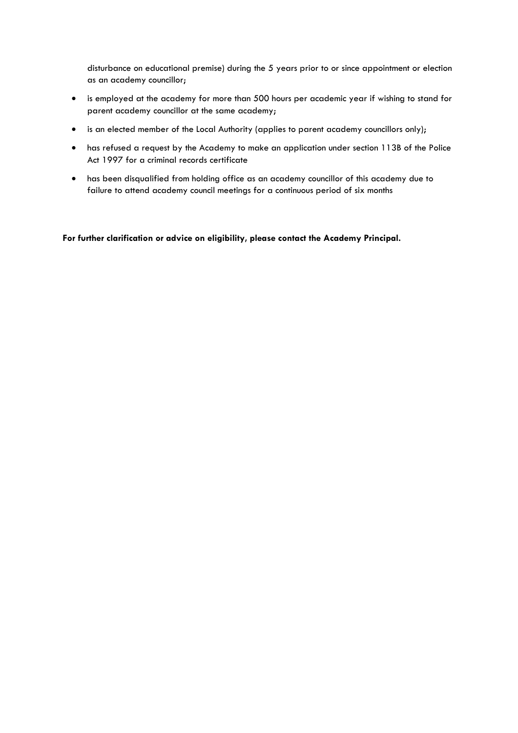disturbance on educational premise) during the 5 years prior to or since appointment or election as an academy councillor;

- is employed at the academy for more than 500 hours per academic year if wishing to stand for parent academy councillor at the same academy;
- is an elected member of the Local Authority (applies to parent academy councillors only);
- has refused a request by the Academy to make an application under section 113B of the Police Act 1997 for a criminal records certificate
- has been disqualified from holding office as an academy councillor of this academy due to failure to attend academy council meetings for a continuous period of six months

**For further clarification or advice on eligibility, please contact the Academy Principal.**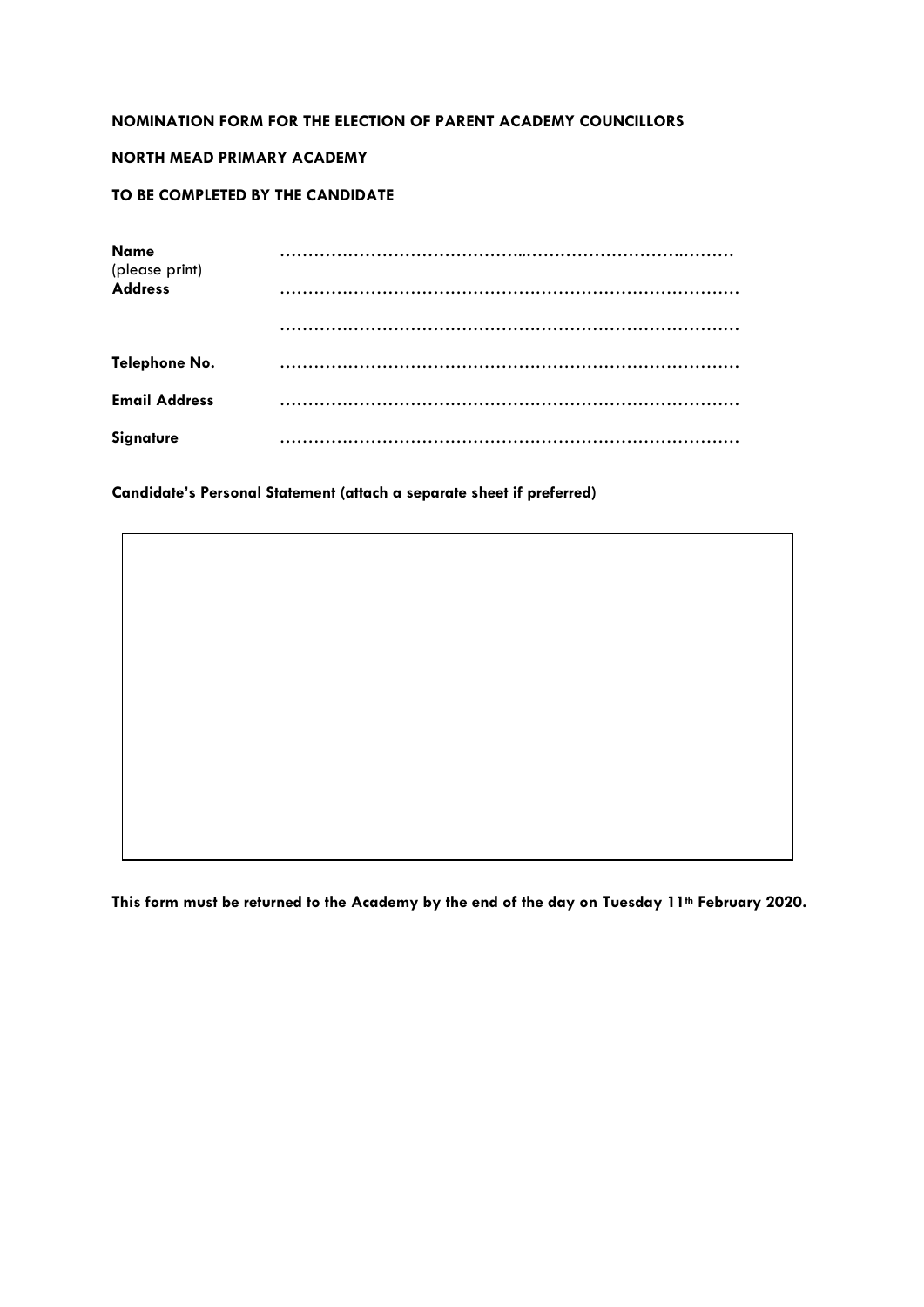**NOMINATION FORM FOR THE ELECTION OF PARENT ACADEMY COUNCILLORS**

**NORTH MEAD PRIMARY ACADEMY**

**TO BE COMPLETED BY THE CANDIDATE**

| | |
|---|---|
| **Name** (please print) | ………………………………………………………………………… |
| **Address** | ………………………………………………………………………… |
| | ………………………………………………………………………… |
| **Telephone No.** | ………………………………………………………………………… |
| **Email Address** | ………………………………………………………………………… |
| **Signature** | ………………………………………………………………………… |

**Candidate's Personal Statement (attach a separate sheet if preferred)**

| |
|---|
| |

**This form must be returned to the Academy by the end of the day on Tuesday 11th February 2020.**